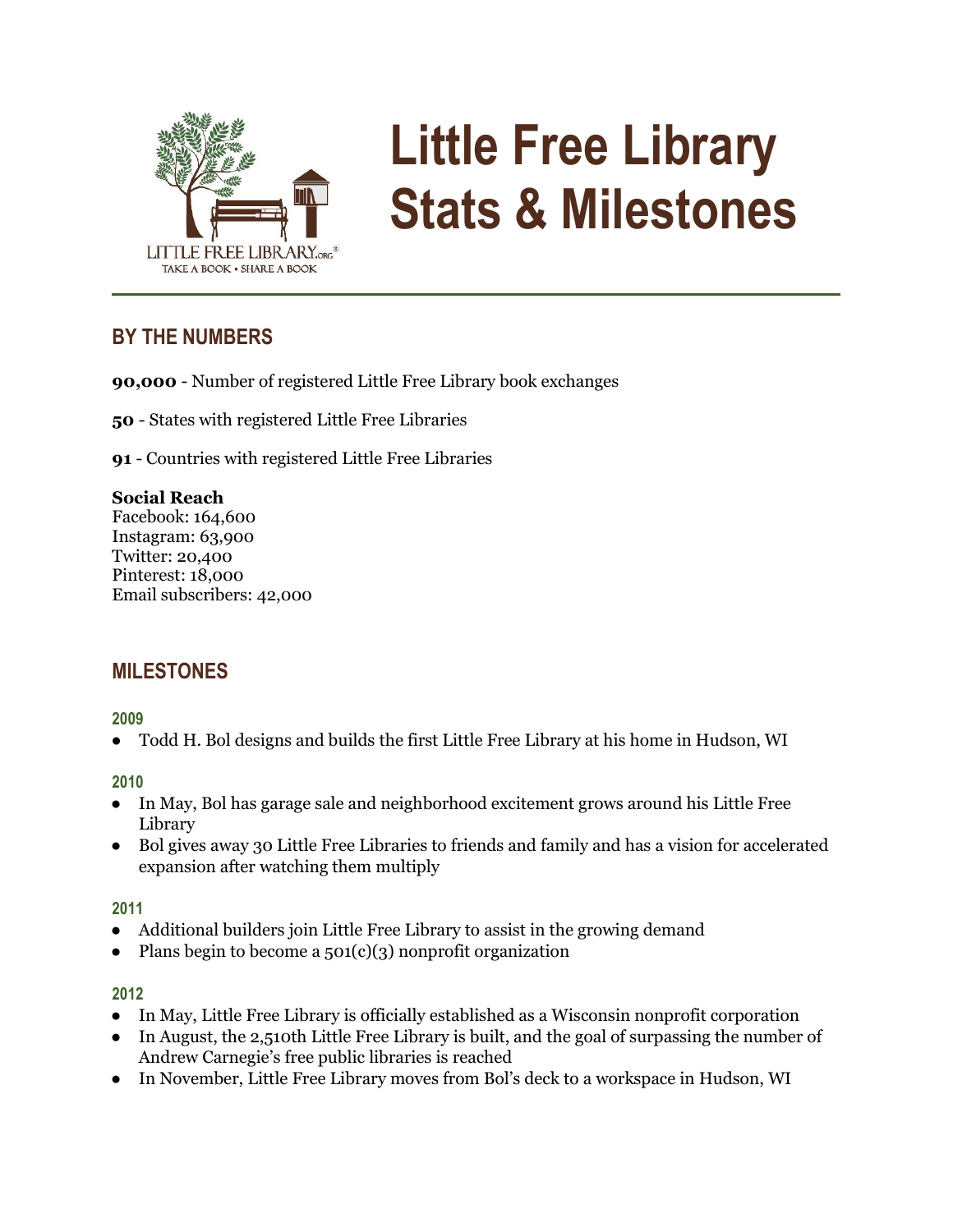# Little Free Library Stats & Milestones

## BY THE NUMBERS

**90,000** - Number of registered Little Free Library book exchanges

**50** - States with registered Little Free Libraries

**91** - Countries with registered Little Free Libraries

**Social Reach**
Facebook: 164,600
Instagram: 63,900
Twitter: 20,400
Pinterest: 18,000
Email subscribers: 42,000

## MILESTONES

### 2009

- Todd H. Bol designs and builds the first Little Free Library at his home in Hudson, WI

### 2010

- In May, Bol has garage sale and neighborhood excitement grows around his Little Free Library
- Bol gives away 30 Little Free Libraries to friends and family and has a vision for accelerated expansion after watching them multiply

### 2011

- Additional builders join Little Free Library to assist in the growing demand
- Plans begin to become a 501(c)(3) nonprofit organization

### 2012

- In May, Little Free Library is officially established as a Wisconsin nonprofit corporation
- In August, the 2,510th Little Free Library is built, and the goal of surpassing the number of Andrew Carnegie's free public libraries is reached
- In November, Little Free Library moves from Bol's deck to a workspace in Hudson, WI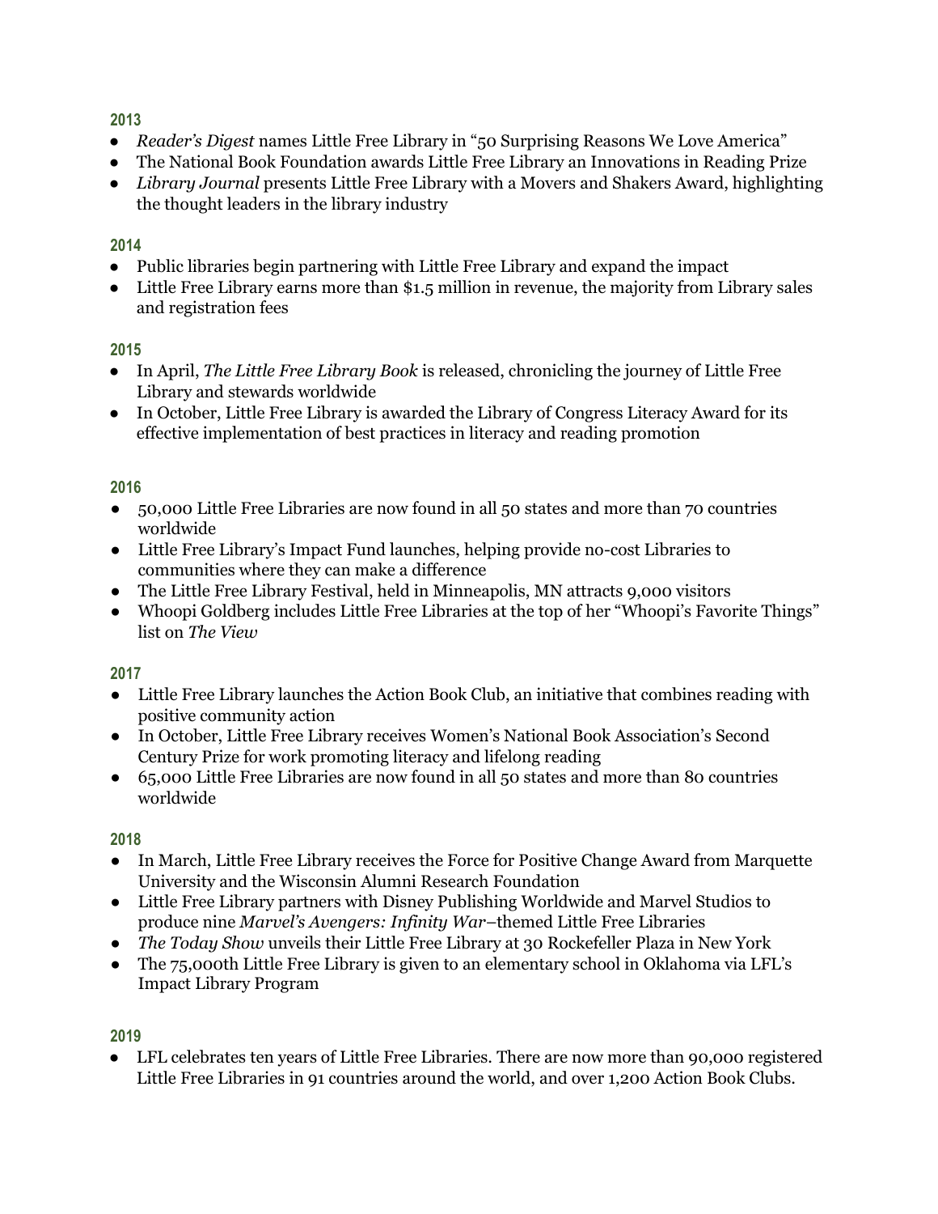### 2013

- *Reader's Digest* names Little Free Library in "50 Surprising Reasons We Love America"
- The National Book Foundation awards Little Free Library an Innovations in Reading Prize
- *Library Journal* presents Little Free Library with a Movers and Shakers Award, highlighting the thought leaders in the library industry

### 2014

- Public libraries begin partnering with Little Free Library and expand the impact
- Little Free Library earns more than $1.5 million in revenue, the majority from Library sales and registration fees

### 2015

- In April, *The Little Free Library Book* is released, chronicling the journey of Little Free Library and stewards worldwide
- In October, Little Free Library is awarded the Library of Congress Literacy Award for its effective implementation of best practices in literacy and reading promotion

### 2016

- 50,000 Little Free Libraries are now found in all 50 states and more than 70 countries worldwide
- Little Free Library's Impact Fund launches, helping provide no-cost Libraries to communities where they can make a difference
- The Little Free Library Festival, held in Minneapolis, MN attracts 9,000 visitors
- Whoopi Goldberg includes Little Free Libraries at the top of her "Whoopi's Favorite Things" list on *The View*

### 2017

- Little Free Library launches the Action Book Club, an initiative that combines reading with positive community action
- In October, Little Free Library receives Women's National Book Association's Second Century Prize for work promoting literacy and lifelong reading
- 65,000 Little Free Libraries are now found in all 50 states and more than 80 countries worldwide

### 2018

- In March, Little Free Library receives the Force for Positive Change Award from Marquette University and the Wisconsin Alumni Research Foundation
- Little Free Library partners with Disney Publishing Worldwide and Marvel Studios to produce nine *Marvel's Avengers: Infinity War*–themed Little Free Libraries
- *The Today Show* unveils their Little Free Library at 30 Rockefeller Plaza in New York
- The 75,000th Little Free Library is given to an elementary school in Oklahoma via LFL's Impact Library Program

### 2019

- LFL celebrates ten years of Little Free Libraries. There are now more than 90,000 registered Little Free Libraries in 91 countries around the world, and over 1,200 Action Book Clubs.